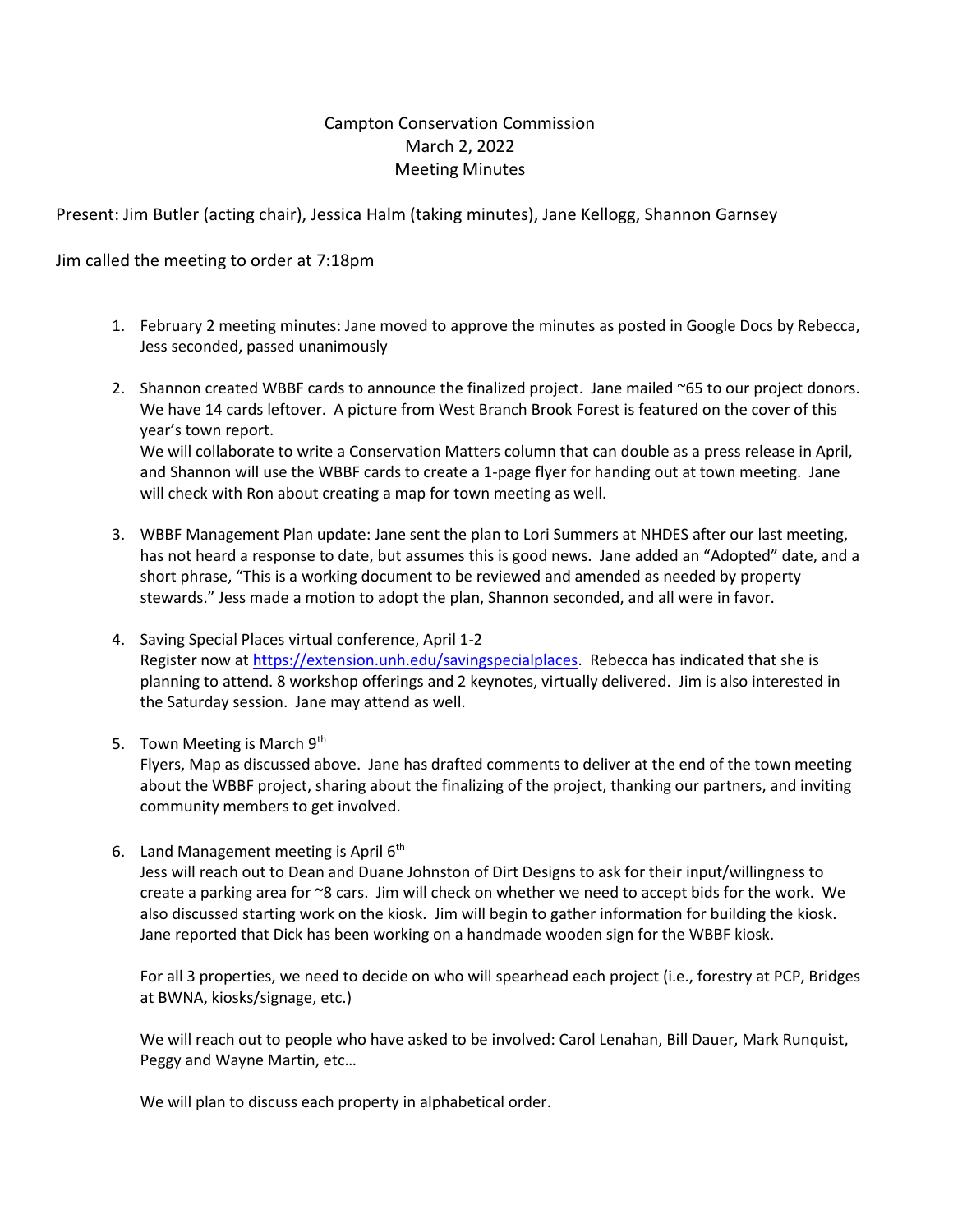Campton Conservation Commission
March 2, 2022
Meeting Minutes

Present: Jim Butler (acting chair), Jessica Halm (taking minutes), Jane Kellogg, Shannon Garnsey

Jim called the meeting to order at 7:18pm

1. February 2 meeting minutes: Jane moved to approve the minutes as posted in Google Docs by Rebecca, Jess seconded, passed unanimously

2. Shannon created WBBF cards to announce the finalized project. Jane mailed ~65 to our project donors. We have 14 cards leftover. A picture from West Branch Brook Forest is featured on the cover of this year's town report.
   We will collaborate to write a Conservation Matters column that can double as a press release in April, and Shannon will use the WBBF cards to create a 1-page flyer for handing out at town meeting. Jane will check with Ron about creating a map for town meeting as well.

3. WBBF Management Plan update: Jane sent the plan to Lori Summers at NHDES after our last meeting, has not heard a response to date, but assumes this is good news. Jane added an "Adopted" date, and a short phrase, "This is a working document to be reviewed and amended as needed by property stewards." Jess made a motion to adopt the plan, Shannon seconded, and all were in favor.

4. Saving Special Places virtual conference, April 1-2
   Register now at [https://extension.unh.edu/savingspecialplaces](https://extension.unh.edu/savingspecialplaces). Rebecca has indicated that she is planning to attend. 8 workshop offerings and 2 keynotes, virtually delivered. Jim is also interested in the Saturday session. Jane may attend as well.

5. Town Meeting is March 9th
   Flyers, Map as discussed above. Jane has drafted comments to deliver at the end of the town meeting about the WBBF project, sharing about the finalizing of the project, thanking our partners, and inviting community members to get involved.

6. Land Management meeting is April 6th
   Jess will reach out to Dean and Duane Johnston of Dirt Designs to ask for their input/willingness to create a parking area for ~8 cars. Jim will check on whether we need to accept bids for the work. We also discussed starting work on the kiosk. Jim will begin to gather information for building the kiosk. Jane reported that Dick has been working on a handmade wooden sign for the WBBF kiosk.

   For all 3 properties, we need to decide on who will spearhead each project (i.e., forestry at PCP, Bridges at BWNA, kiosks/signage, etc.)

   We will reach out to people who have asked to be involved: Carol Lenahan, Bill Dauer, Mark Runquist, Peggy and Wayne Martin, etc…

   We will plan to discuss each property in alphabetical order.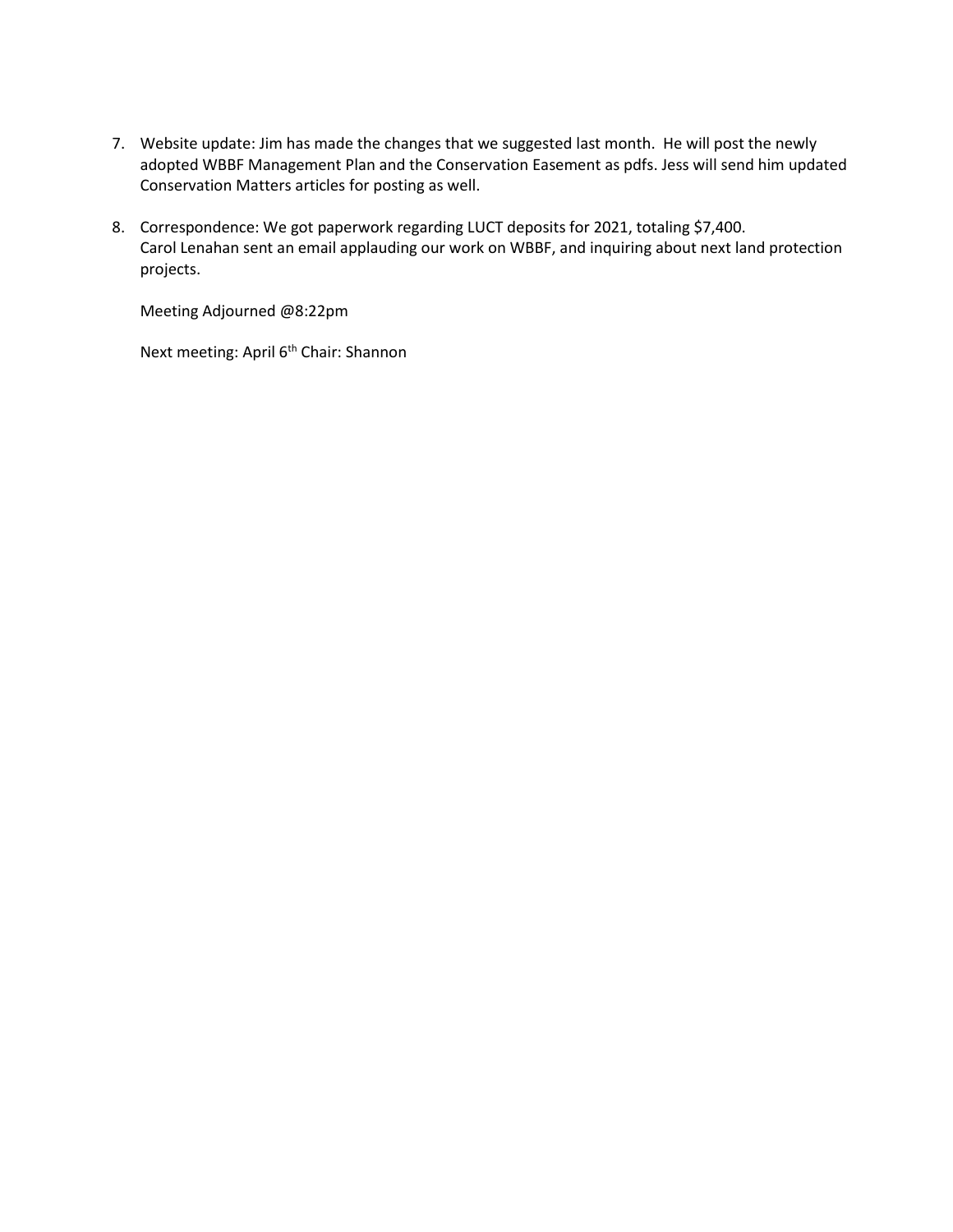7. Website update: Jim has made the changes that we suggested last month. He will post the newly adopted WBBF Management Plan and the Conservation Easement as pdfs. Jess will send him updated Conservation Matters articles for posting as well.

8. Correspondence: We got paperwork regarding LUCT deposits for 2021, totaling $7,400.
   Carol Lenahan sent an email applauding our work on WBBF, and inquiring about next land protection projects.

   Meeting Adjourned @8:22pm

   Next meeting: April 6th Chair: Shannon